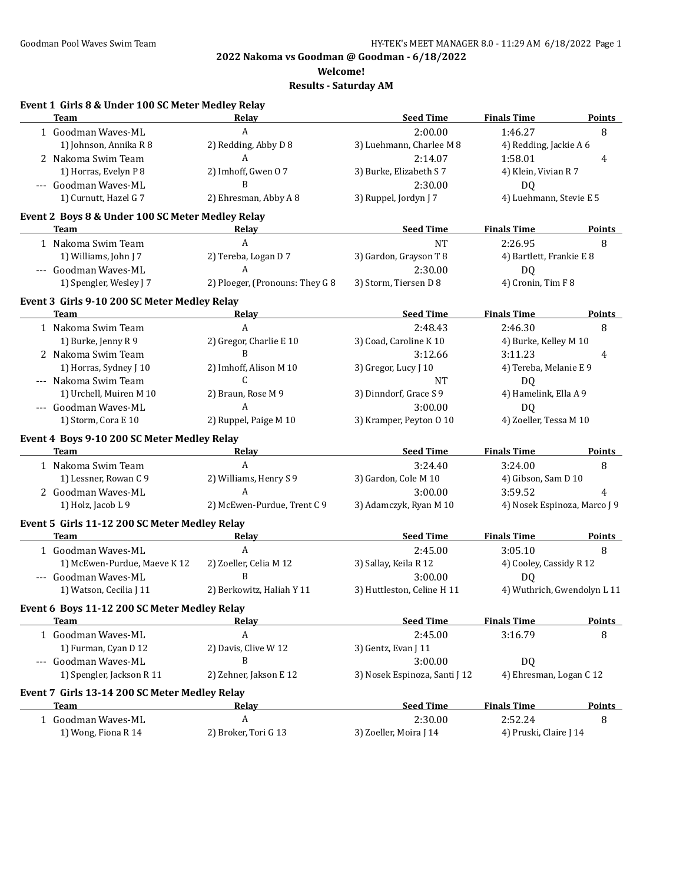**2022 Nakoma vs Goodman @ Goodman - 6/18/2022**

**Welcome!**

**Results - Saturday AM**

### Event 1 Girls 8 & Under 100 SC Meter Medley Relay

| | Team | Relay | Seed Time | Finals Time | Points |
|---|---|---|---|---|---|
| 1 | Goodman Waves-ML | A | 2:00.00 | 1:46.27 | 8 |
| | 1) Johnson, Annika R 8 | 2) Redding, Abby D 8 | 3) Luehmann, Charlee M 8 | 4) Redding, Jackie A 6 | |
| 2 | Nakoma Swim Team | A | 2:14.07 | 1:58.01 | 4 |
| | 1) Horras, Evelyn P 8 | 2) Imhoff, Gwen O 7 | 3) Burke, Elizabeth S 7 | 4) Klein, Vivian R 7 | |
| --- | Goodman Waves-ML | B | 2:30.00 | DQ | |
| | 1) Curnutt, Hazel G 7 | 2) Ehresman, Abby A 8 | 3) Ruppel, Jordyn J 7 | 4) Luehmann, Stevie E 5 | |

### Event 2 Boys 8 & Under 100 SC Meter Medley Relay

| | Team | Relay | Seed Time | Finals Time | Points |
|---|---|---|---|---|---|
| 1 | Nakoma Swim Team | A | NT | 2:26.95 | 8 |
| | 1) Williams, John J 7 | 2) Tereba, Logan D 7 | 3) Gardon, Grayson T 8 | 4) Bartlett, Frankie E 8 | |
| --- | Goodman Waves-ML | A | 2:30.00 | DQ | |
| | 1) Spengler, Wesley J 7 | 2) Ploeger, (Pronouns: They G 8 | 3) Storm, Tiersen D 8 | 4) Cronin, Tim F 8 | |

### Event 3 Girls 9-10 200 SC Meter Medley Relay

| | Team | Relay | Seed Time | Finals Time | Points |
|---|---|---|---|---|---|
| 1 | Nakoma Swim Team | A | 2:48.43 | 2:46.30 | 8 |
| | 1) Burke, Jenny R 9 | 2) Gregor, Charlie E 10 | 3) Coad, Caroline K 10 | 4) Burke, Kelley M 10 | |
| 2 | Nakoma Swim Team | B | 3:12.66 | 3:11.23 | 4 |
| | 1) Horras, Sydney J 10 | 2) Imhoff, Alison M 10 | 3) Gregor, Lucy J 10 | 4) Tereba, Melanie E 9 | |
| --- | Nakoma Swim Team | C | NT | DQ | |
| | 1) Urchell, Muiren M 10 | 2) Braun, Rose M 9 | 3) Dinndorf, Grace S 9 | 4) Hamelink, Ella A 9 | |
| --- | Goodman Waves-ML | A | 3:00.00 | DQ | |
| | 1) Storm, Cora E 10 | 2) Ruppel, Paige M 10 | 3) Kramper, Peyton O 10 | 4) Zoeller, Tessa M 10 | |

### Event 4 Boys 9-10 200 SC Meter Medley Relay

| | Team | Relay | Seed Time | Finals Time | Points |
|---|---|---|---|---|---|
| 1 | Nakoma Swim Team | A | 3:24.40 | 3:24.00 | 8 |
| | 1) Lessner, Rowan C 9 | 2) Williams, Henry S 9 | 3) Gardon, Cole M 10 | 4) Gibson, Sam D 10 | |
| 2 | Goodman Waves-ML | A | 3:00.00 | 3:59.52 | 4 |
| | 1) Holz, Jacob L 9 | 2) McEwen-Purdue, Trent C 9 | 3) Adamczyk, Ryan M 10 | 4) Nosek Espinoza, Marco J 9 | |

### Event 5 Girls 11-12 200 SC Meter Medley Relay

| | Team | Relay | Seed Time | Finals Time | Points |
|---|---|---|---|---|---|
| 1 | Goodman Waves-ML | A | 2:45.00 | 3:05.10 | 8 |
| | 1) McEwen-Purdue, Maeve K 12 | 2) Zoeller, Celia M 12 | 3) Sallay, Keila R 12 | 4) Cooley, Cassidy R 12 | |
| --- | Goodman Waves-ML | B | 3:00.00 | DQ | |
| | 1) Watson, Cecilia J 11 | 2) Berkowitz, Haliah Y 11 | 3) Huttleston, Celine H 11 | 4) Wuthrich, Gwendolyn L 11 | |

### Event 6 Boys 11-12 200 SC Meter Medley Relay

| | Team | Relay | Seed Time | Finals Time | Points |
|---|---|---|---|---|---|
| 1 | Goodman Waves-ML | A | 2:45.00 | 3:16.79 | 8 |
| | 1) Furman, Cyan D 12 | 2) Davis, Clive W 12 | 3) Gentz, Evan J 11 | | |
| --- | Goodman Waves-ML | B | 3:00.00 | DQ | |
| | 1) Spengler, Jackson R 11 | 2) Zehner, Jakson E 12 | 3) Nosek Espinoza, Santi J 12 | 4) Ehresman, Logan C 12 | |

### Event 7 Girls 13-14 200 SC Meter Medley Relay

| | Team | Relay | Seed Time | Finals Time | Points |
|---|---|---|---|---|---|
| 1 | Goodman Waves-ML | A | 2:30.00 | 2:52.24 | 8 |
| | 1) Wong, Fiona R 14 | 2) Broker, Tori G 13 | 3) Zoeller, Moira J 14 | 4) Pruski, Claire J 14 | |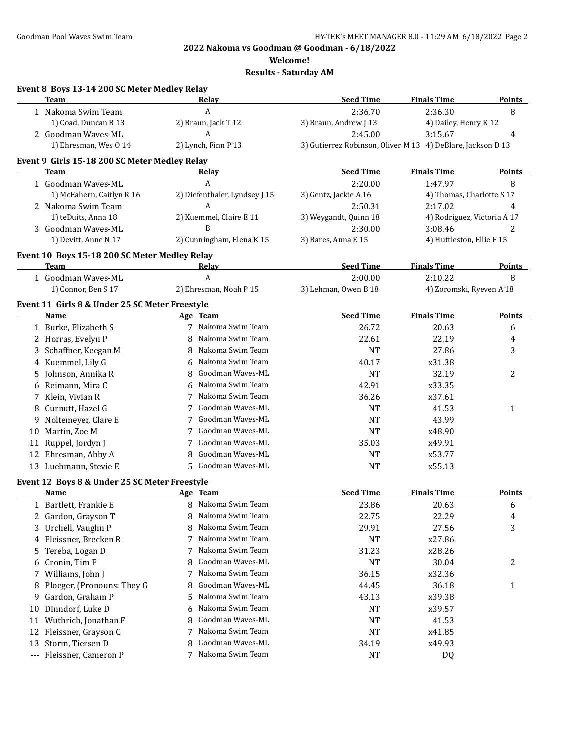**2022 Nakoma vs Goodman @ Goodman - 6/18/2022**

**Welcome!**

**Results - Saturday AM**

### Event 8 Boys 13-14 200 SC Meter Medley Relay

| | Team | Relay | Seed Time | Finals Time | Points |
|---|---|---|---|---|---|
| 1 | Nakoma Swim Team | A | 2:36.70 | 2:36.30 | 8 |
| | 1) Coad, Duncan B 13 | 2) Braun, Jack T 12 | 3) Braun, Andrew J 13 | 4) Dailey, Henry K 12 | |
| 2 | Goodman Waves-ML | A | 2:45.00 | 3:15.67 | 4 |
| | 1) Ehresman, Wes O 14 | 2) Lynch, Finn P 13 | 3) Gutierrez Robinson, Oliver M 13 | 4) DeBlare, Jackson D 13 | |

### Event 9 Girls 15-18 200 SC Meter Medley Relay

| | Team | Relay | Seed Time | Finals Time | Points |
|---|---|---|---|---|---|
| 1 | Goodman Waves-ML | A | 2:20.00 | 1:47.97 | 8 |
| | 1) McEahern, Caitlyn R 16 | 2) Diefenthaler, Lyndsey J 15 | 3) Gentz, Jackie A 16 | 4) Thomas, Charlotte S 17 | |
| 2 | Nakoma Swim Team | A | 2:50.31 | 2:17.02 | 4 |
| | 1) teDuits, Anna 18 | 2) Kuemmel, Claire E 11 | 3) Weygandt, Quinn 18 | 4) Rodriguez, Victoria A 17 | |
| 3 | Goodman Waves-ML | B | 2:30.00 | 3:08.46 | 2 |
| | 1) Devitt, Anne N 17 | 2) Cunningham, Elena K 15 | 3) Bares, Anna E 15 | 4) Huttleston, Ellie F 15 | |

### Event 10 Boys 15-18 200 SC Meter Medley Relay

| | Team | Relay | Seed Time | Finals Time | Points |
|---|---|---|---|---|---|
| 1 | Goodman Waves-ML | A | 2:00.00 | 2:10.22 | 8 |
| | 1) Connor, Ben S 17 | 2) Ehresman, Noah P 15 | 3) Lehman, Owen B 18 | 4) Zoromski, Ryeven A 18 | |

### Event 11 Girls 8 & Under 25 SC Meter Freestyle

| | Name | Age | Team | Seed Time | Finals Time | Points |
|---|---|---|---|---|---|---|
| 1 | Burke, Elizabeth S | 7 | Nakoma Swim Team | 26.72 | 20.63 | 6 |
| 2 | Horras, Evelyn P | 8 | Nakoma Swim Team | 22.61 | 22.19 | 4 |
| 3 | Schaffner, Keegan M | 8 | Nakoma Swim Team | NT | 27.86 | 3 |
| 4 | Kuemmel, Lily G | 6 | Nakoma Swim Team | 40.17 | x31.38 | |
| 5 | Johnson, Annika R | 8 | Goodman Waves-ML | NT | 32.19 | 2 |
| 6 | Reimann, Mira C | 6 | Nakoma Swim Team | 42.91 | x33.35 | |
| 7 | Klein, Vivian R | 7 | Nakoma Swim Team | 36.26 | x37.61 | |
| 8 | Curnutt, Hazel G | 7 | Goodman Waves-ML | NT | 41.53 | 1 |
| 9 | Noltemeyer, Clare E | 7 | Goodman Waves-ML | NT | 43.99 | |
| 10 | Martin, Zoe M | 7 | Goodman Waves-ML | NT | x48.90 | |
| 11 | Ruppel, Jordyn J | 7 | Goodman Waves-ML | 35.03 | x49.91 | |
| 12 | Ehresman, Abby A | 8 | Goodman Waves-ML | NT | x53.77 | |
| 13 | Luehmann, Stevie E | 5 | Goodman Waves-ML | NT | x55.13 | |

### Event 12 Boys 8 & Under 25 SC Meter Freestyle

| | Name | Age | Team | Seed Time | Finals Time | Points |
|---|---|---|---|---|---|---|
| 1 | Bartlett, Frankie E | 8 | Nakoma Swim Team | 23.86 | 20.63 | 6 |
| 2 | Gardon, Grayson T | 8 | Nakoma Swim Team | 22.75 | 22.29 | 4 |
| 3 | Urchell, Vaughn P | 8 | Nakoma Swim Team | 29.91 | 27.56 | 3 |
| 4 | Fleissner, Brecken R | 7 | Nakoma Swim Team | NT | x27.86 | |
| 5 | Tereba, Logan D | 7 | Nakoma Swim Team | 31.23 | x28.26 | |
| 6 | Cronin, Tim F | 8 | Goodman Waves-ML | NT | 30.04 | 2 |
| 7 | Williams, John J | 7 | Nakoma Swim Team | 36.15 | x32.36 | |
| 8 | Ploeger, (Pronouns: They G | 8 | Goodman Waves-ML | 44.45 | 36.18 | 1 |
| 9 | Gardon, Graham P | 5 | Nakoma Swim Team | 43.13 | x39.38 | |
| 10 | Dinndorf, Luke D | 6 | Nakoma Swim Team | NT | x39.57 | |
| 11 | Wuthrich, Jonathan F | 8 | Goodman Waves-ML | NT | 41.53 | |
| 12 | Fleissner, Grayson C | 7 | Nakoma Swim Team | NT | x41.85 | |
| 13 | Storm, Tiersen D | 8 | Goodman Waves-ML | 34.19 | x49.93 | |
| --- | Fleissner, Cameron P | 7 | Nakoma Swim Team | NT | DQ | |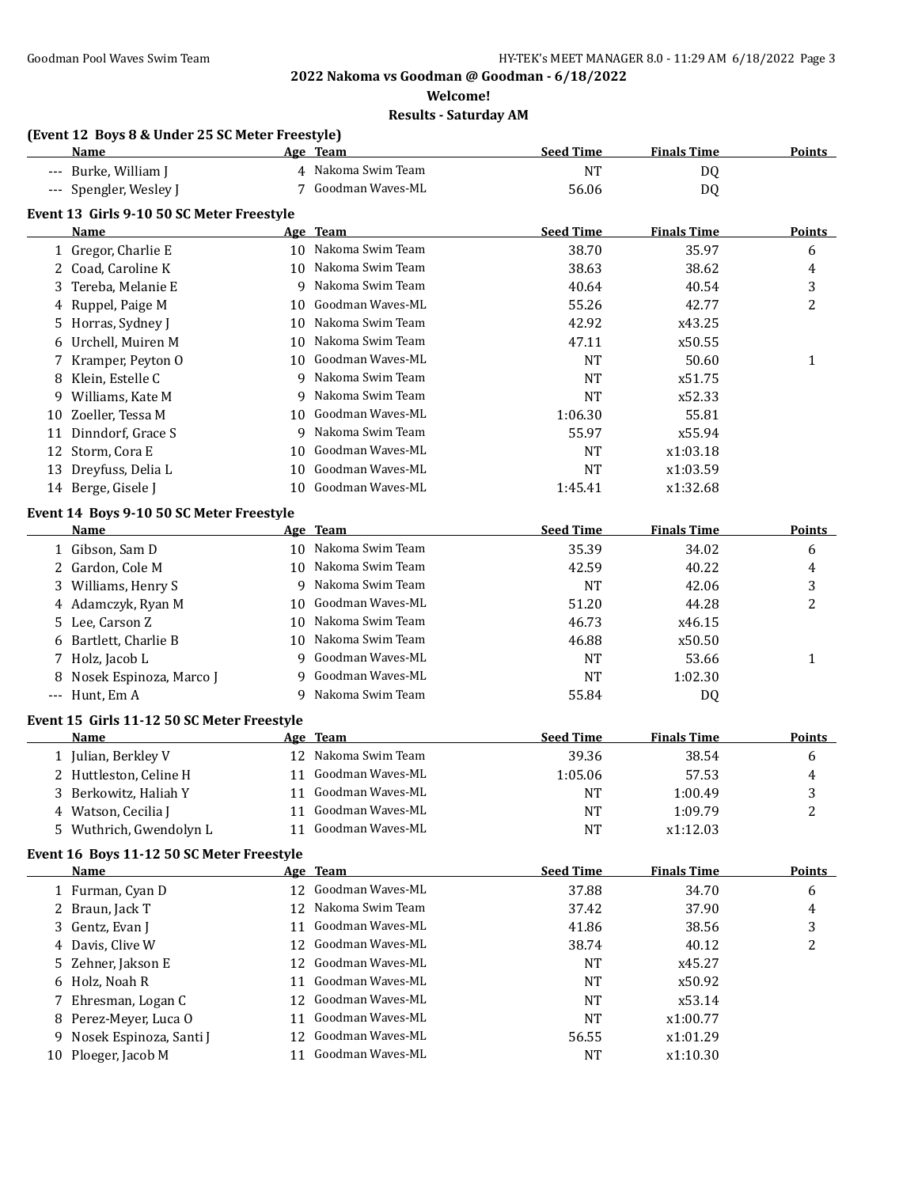## 2022 Nakoma vs Goodman @ Goodman - 6/18/2022

**Welcome!**

**Results - Saturday AM**

### (Event 12 Boys 8 & Under 25 SC Meter Freestyle)

| | Name | Age | Team | Seed Time | Finals Time | Points |
|---|---|---|---|---|---|---|
| --- | Burke, William J | 4 | Nakoma Swim Team | NT | DQ | |
| --- | Spengler, Wesley J | 7 | Goodman Waves-ML | 56.06 | DQ | |

### Event 13 Girls 9-10 50 SC Meter Freestyle

| | Name | Age | Team | Seed Time | Finals Time | Points |
|---|---|---|---|---|---|---|
| 1 | Gregor, Charlie E | 10 | Nakoma Swim Team | 38.70 | 35.97 | 6 |
| 2 | Coad, Caroline K | 10 | Nakoma Swim Team | 38.63 | 38.62 | 4 |
| 3 | Tereba, Melanie E | 9 | Nakoma Swim Team | 40.64 | 40.54 | 3 |
| 4 | Ruppel, Paige M | 10 | Goodman Waves-ML | 55.26 | 42.77 | 2 |
| 5 | Horras, Sydney J | 10 | Nakoma Swim Team | 42.92 | x43.25 | |
| 6 | Urchell, Muiren M | 10 | Nakoma Swim Team | 47.11 | x50.55 | |
| 7 | Kramper, Peyton O | 10 | Goodman Waves-ML | NT | 50.60 | 1 |
| 8 | Klein, Estelle C | 9 | Nakoma Swim Team | NT | x51.75 | |
| 9 | Williams, Kate M | 9 | Nakoma Swim Team | NT | x52.33 | |
| 10 | Zoeller, Tessa M | 10 | Goodman Waves-ML | 1:06.30 | 55.81 | |
| 11 | Dinndorf, Grace S | 9 | Nakoma Swim Team | 55.97 | x55.94 | |
| 12 | Storm, Cora E | 10 | Goodman Waves-ML | NT | x1:03.18 | |
| 13 | Dreyfuss, Delia L | 10 | Goodman Waves-ML | NT | x1:03.59 | |
| 14 | Berge, Gisele J | 10 | Goodman Waves-ML | 1:45.41 | x1:32.68 | |

### Event 14 Boys 9-10 50 SC Meter Freestyle

| | Name | Age | Team | Seed Time | Finals Time | Points |
|---|---|---|---|---|---|---|
| 1 | Gibson, Sam D | 10 | Nakoma Swim Team | 35.39 | 34.02 | 6 |
| 2 | Gardon, Cole M | 10 | Nakoma Swim Team | 42.59 | 40.22 | 4 |
| 3 | Williams, Henry S | 9 | Nakoma Swim Team | NT | 42.06 | 3 |
| 4 | Adamczyk, Ryan M | 10 | Goodman Waves-ML | 51.20 | 44.28 | 2 |
| 5 | Lee, Carson Z | 10 | Nakoma Swim Team | 46.73 | x46.15 | |
| 6 | Bartlett, Charlie B | 10 | Nakoma Swim Team | 46.88 | x50.50 | |
| 7 | Holz, Jacob L | 9 | Goodman Waves-ML | NT | 53.66 | 1 |
| 8 | Nosek Espinoza, Marco J | 9 | Goodman Waves-ML | NT | 1:02.30 | |
| --- | Hunt, Em A | 9 | Nakoma Swim Team | 55.84 | DQ | |

### Event 15 Girls 11-12 50 SC Meter Freestyle

| | Name | Age | Team | Seed Time | Finals Time | Points |
|---|---|---|---|---|---|---|
| 1 | Julian, Berkley V | 12 | Nakoma Swim Team | 39.36 | 38.54 | 6 |
| 2 | Huttleston, Celine H | 11 | Goodman Waves-ML | 1:05.06 | 57.53 | 4 |
| 3 | Berkowitz, Haliah Y | 11 | Goodman Waves-ML | NT | 1:00.49 | 3 |
| 4 | Watson, Cecilia J | 11 | Goodman Waves-ML | NT | 1:09.79 | 2 |
| 5 | Wuthrich, Gwendolyn L | 11 | Goodman Waves-ML | NT | x1:12.03 | |

### Event 16 Boys 11-12 50 SC Meter Freestyle

| | Name | Age | Team | Seed Time | Finals Time | Points |
|---|---|---|---|---|---|---|
| 1 | Furman, Cyan D | 12 | Goodman Waves-ML | 37.88 | 34.70 | 6 |
| 2 | Braun, Jack T | 12 | Nakoma Swim Team | 37.42 | 37.90 | 4 |
| 3 | Gentz, Evan J | 11 | Goodman Waves-ML | 41.86 | 38.56 | 3 |
| 4 | Davis, Clive W | 12 | Goodman Waves-ML | 38.74 | 40.12 | 2 |
| 5 | Zehner, Jakson E | 12 | Goodman Waves-ML | NT | x45.27 | |
| 6 | Holz, Noah R | 11 | Goodman Waves-ML | NT | x50.92 | |
| 7 | Ehresman, Logan C | 12 | Goodman Waves-ML | NT | x53.14 | |
| 8 | Perez-Meyer, Luca O | 11 | Goodman Waves-ML | NT | x1:00.77 | |
| 9 | Nosek Espinoza, Santi J | 12 | Goodman Waves-ML | 56.55 | x1:01.29 | |
| 10 | Ploeger, Jacob M | 11 | Goodman Waves-ML | NT | x1:10.30 | |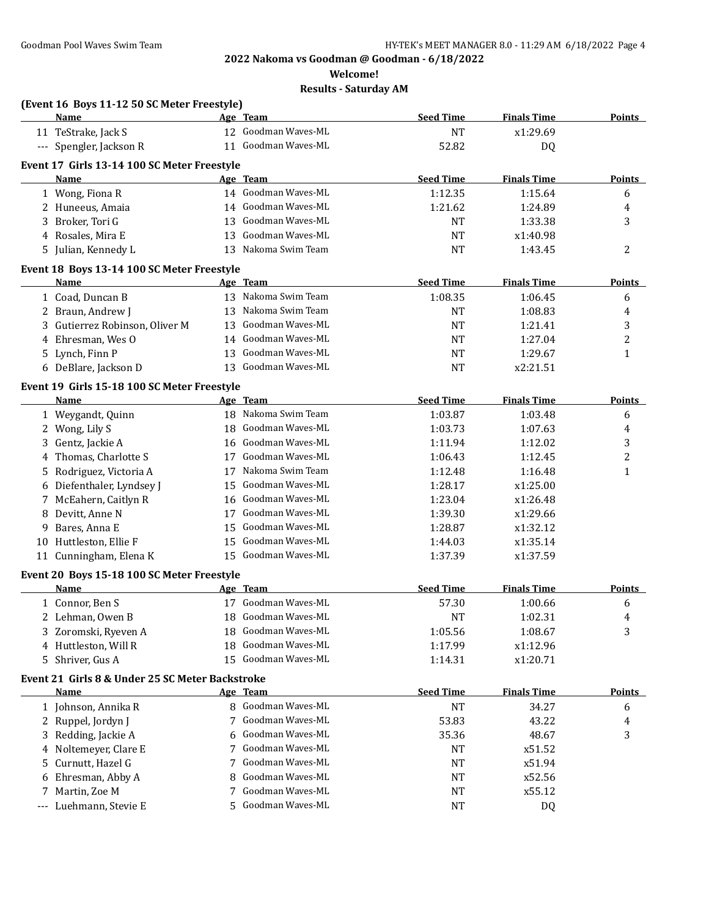## 2022 Nakoma vs Goodman @ Goodman - 6/18/2022

**Welcome!**

**Results - Saturday AM**

### (Event 16 Boys 11-12 50 SC Meter Freestyle)

| | Name | Age | Team | Seed Time | Finals Time | Points |
|---|---|---|---|---|---|---|
| 11 | TeStrake, Jack S | 12 | Goodman Waves-ML | NT | x1:29.69 | |
| --- | Spengler, Jackson R | 11 | Goodman Waves-ML | 52.82 | DQ | |

### Event 17 Girls 13-14 100 SC Meter Freestyle

| | Name | Age | Team | Seed Time | Finals Time | Points |
|---|---|---|---|---|---|---|
| 1 | Wong, Fiona R | 14 | Goodman Waves-ML | 1:12.35 | 1:15.64 | 6 |
| 2 | Huneeus, Amaia | 14 | Goodman Waves-ML | 1:21.62 | 1:24.89 | 4 |
| 3 | Broker, Tori G | 13 | Goodman Waves-ML | NT | 1:33.38 | 3 |
| 4 | Rosales, Mira E | 13 | Goodman Waves-ML | NT | x1:40.98 | |
| 5 | Julian, Kennedy L | 13 | Nakoma Swim Team | NT | 1:43.45 | 2 |

### Event 18 Boys 13-14 100 SC Meter Freestyle

| | Name | Age | Team | Seed Time | Finals Time | Points |
|---|---|---|---|---|---|---|
| 1 | Coad, Duncan B | 13 | Nakoma Swim Team | 1:08.35 | 1:06.45 | 6 |
| 2 | Braun, Andrew J | 13 | Nakoma Swim Team | NT | 1:08.83 | 4 |
| 3 | Gutierrez Robinson, Oliver M | 13 | Goodman Waves-ML | NT | 1:21.41 | 3 |
| 4 | Ehresman, Wes O | 14 | Goodman Waves-ML | NT | 1:27.04 | 2 |
| 5 | Lynch, Finn P | 13 | Goodman Waves-ML | NT | 1:29.67 | 1 |
| 6 | DeBlare, Jackson D | 13 | Goodman Waves-ML | NT | x2:21.51 | |

### Event 19 Girls 15-18 100 SC Meter Freestyle

| | Name | Age | Team | Seed Time | Finals Time | Points |
|---|---|---|---|---|---|---|
| 1 | Weygandt, Quinn | 18 | Nakoma Swim Team | 1:03.87 | 1:03.48 | 6 |
| 2 | Wong, Lily S | 18 | Goodman Waves-ML | 1:03.73 | 1:07.63 | 4 |
| 3 | Gentz, Jackie A | 16 | Goodman Waves-ML | 1:11.94 | 1:12.02 | 3 |
| 4 | Thomas, Charlotte S | 17 | Goodman Waves-ML | 1:06.43 | 1:12.45 | 2 |
| 5 | Rodriguez, Victoria A | 17 | Nakoma Swim Team | 1:12.48 | 1:16.48 | 1 |
| 6 | Diefenthaler, Lyndsey J | 15 | Goodman Waves-ML | 1:28.17 | x1:25.00 | |
| 7 | McEahern, Caitlyn R | 16 | Goodman Waves-ML | 1:23.04 | x1:26.48 | |
| 8 | Devitt, Anne N | 17 | Goodman Waves-ML | 1:39.30 | x1:29.66 | |
| 9 | Bares, Anna E | 15 | Goodman Waves-ML | 1:28.87 | x1:32.12 | |
| 10 | Huttleston, Ellie F | 15 | Goodman Waves-ML | 1:44.03 | x1:35.14 | |
| 11 | Cunningham, Elena K | 15 | Goodman Waves-ML | 1:37.39 | x1:37.59 | |

### Event 20 Boys 15-18 100 SC Meter Freestyle

| | Name | Age | Team | Seed Time | Finals Time | Points |
|---|---|---|---|---|---|---|
| 1 | Connor, Ben S | 17 | Goodman Waves-ML | 57.30 | 1:00.66 | 6 |
| 2 | Lehman, Owen B | 18 | Goodman Waves-ML | NT | 1:02.31 | 4 |
| 3 | Zoromski, Ryeven A | 18 | Goodman Waves-ML | 1:05.56 | 1:08.67 | 3 |
| 4 | Huttleston, Will R | 18 | Goodman Waves-ML | 1:17.99 | x1:12.96 | |
| 5 | Shriver, Gus A | 15 | Goodman Waves-ML | 1:14.31 | x1:20.71 | |

### Event 21 Girls 8 & Under 25 SC Meter Backstroke

| | Name | Age | Team | Seed Time | Finals Time | Points |
|---|---|---|---|---|---|---|
| 1 | Johnson, Annika R | 8 | Goodman Waves-ML | NT | 34.27 | 6 |
| 2 | Ruppel, Jordyn J | 7 | Goodman Waves-ML | 53.83 | 43.22 | 4 |
| 3 | Redding, Jackie A | 6 | Goodman Waves-ML | 35.36 | 48.67 | 3 |
| 4 | Noltemeyer, Clare E | 7 | Goodman Waves-ML | NT | x51.52 | |
| 5 | Curnutt, Hazel G | 7 | Goodman Waves-ML | NT | x51.94 | |
| 6 | Ehresman, Abby A | 8 | Goodman Waves-ML | NT | x52.56 | |
| 7 | Martin, Zoe M | 7 | Goodman Waves-ML | NT | x55.12 | |
| --- | Luehmann, Stevie E | 5 | Goodman Waves-ML | NT | DQ | |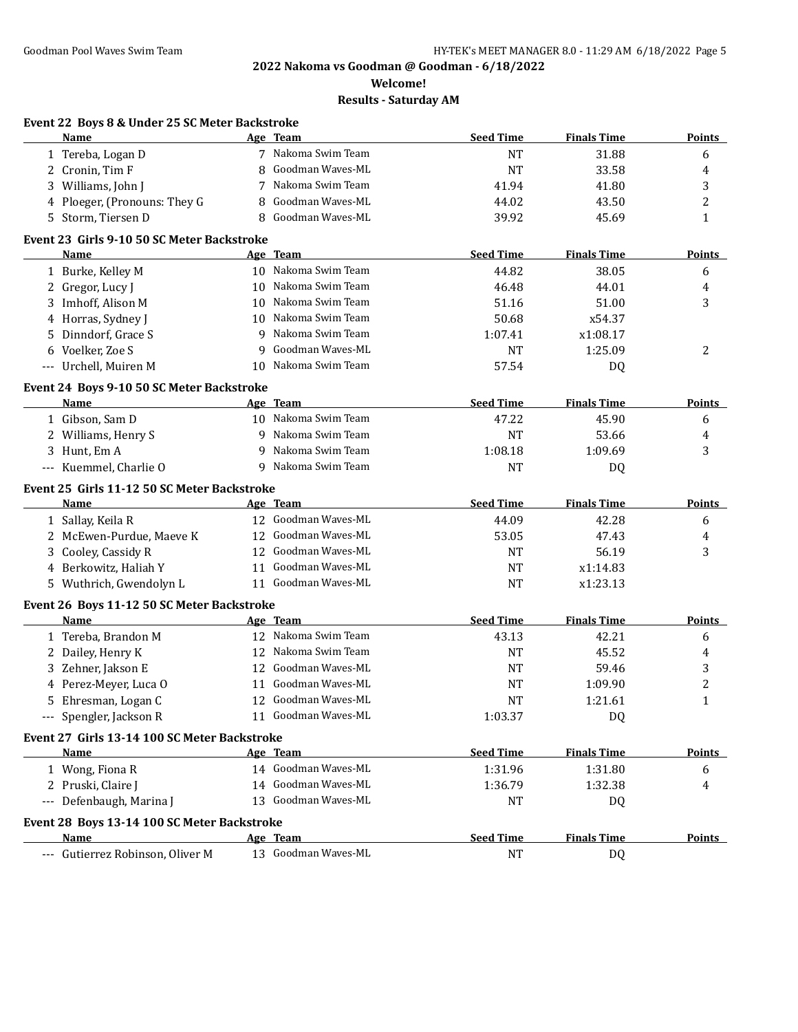## 2022 Nakoma vs Goodman @ Goodman - 6/18/2022

### Welcome!

### Results - Saturday AM

#### Event 22 Boys 8 & Under 25 SC Meter Backstroke

| | Name | Age | Team | Seed Time | Finals Time | Points |
|---|---|---|---|---|---|---|
| 1 | Tereba, Logan D | 7 | Nakoma Swim Team | NT | 31.88 | 6 |
| 2 | Cronin, Tim F | 8 | Goodman Waves-ML | NT | 33.58 | 4 |
| 3 | Williams, John J | 7 | Nakoma Swim Team | 41.94 | 41.80 | 3 |
| 4 | Ploeger, (Pronouns: They G | 8 | Goodman Waves-ML | 44.02 | 43.50 | 2 |
| 5 | Storm, Tiersen D | 8 | Goodman Waves-ML | 39.92 | 45.69 | 1 |

#### Event 23 Girls 9-10 50 SC Meter Backstroke

| | Name | Age | Team | Seed Time | Finals Time | Points |
|---|---|---|---|---|---|---|
| 1 | Burke, Kelley M | 10 | Nakoma Swim Team | 44.82 | 38.05 | 6 |
| 2 | Gregor, Lucy J | 10 | Nakoma Swim Team | 46.48 | 44.01 | 4 |
| 3 | Imhoff, Alison M | 10 | Nakoma Swim Team | 51.16 | 51.00 | 3 |
| 4 | Horras, Sydney J | 10 | Nakoma Swim Team | 50.68 | x54.37 | |
| 5 | Dinndorf, Grace S | 9 | Nakoma Swim Team | 1:07.41 | x1:08.17 | |
| 6 | Voelker, Zoe S | 9 | Goodman Waves-ML | NT | 1:25.09 | 2 |
| --- | Urchell, Muiren M | 10 | Nakoma Swim Team | 57.54 | DQ | |

#### Event 24 Boys 9-10 50 SC Meter Backstroke

| | Name | Age | Team | Seed Time | Finals Time | Points |
|---|---|---|---|---|---|---|
| 1 | Gibson, Sam D | 10 | Nakoma Swim Team | 47.22 | 45.90 | 6 |
| 2 | Williams, Henry S | 9 | Nakoma Swim Team | NT | 53.66 | 4 |
| 3 | Hunt, Em A | 9 | Nakoma Swim Team | 1:08.18 | 1:09.69 | 3 |
| --- | Kuemmel, Charlie O | 9 | Nakoma Swim Team | NT | DQ | |

#### Event 25 Girls 11-12 50 SC Meter Backstroke

| | Name | Age | Team | Seed Time | Finals Time | Points |
|---|---|---|---|---|---|---|
| 1 | Sallay, Keila R | 12 | Goodman Waves-ML | 44.09 | 42.28 | 6 |
| 2 | McEwen-Purdue, Maeve K | 12 | Goodman Waves-ML | 53.05 | 47.43 | 4 |
| 3 | Cooley, Cassidy R | 12 | Goodman Waves-ML | NT | 56.19 | 3 |
| 4 | Berkowitz, Haliah Y | 11 | Goodman Waves-ML | NT | x1:14.83 | |
| 5 | Wuthrich, Gwendolyn L | 11 | Goodman Waves-ML | NT | x1:23.13 | |

#### Event 26 Boys 11-12 50 SC Meter Backstroke

| | Name | Age | Team | Seed Time | Finals Time | Points |
|---|---|---|---|---|---|---|
| 1 | Tereba, Brandon M | 12 | Nakoma Swim Team | 43.13 | 42.21 | 6 |
| 2 | Dailey, Henry K | 12 | Nakoma Swim Team | NT | 45.52 | 4 |
| 3 | Zehner, Jakson E | 12 | Goodman Waves-ML | NT | 59.46 | 3 |
| 4 | Perez-Meyer, Luca O | 11 | Goodman Waves-ML | NT | 1:09.90 | 2 |
| 5 | Ehresman, Logan C | 12 | Goodman Waves-ML | NT | 1:21.61 | 1 |
| --- | Spengler, Jackson R | 11 | Goodman Waves-ML | 1:03.37 | DQ | |

#### Event 27 Girls 13-14 100 SC Meter Backstroke

| | Name | Age | Team | Seed Time | Finals Time | Points |
|---|---|---|---|---|---|---|
| 1 | Wong, Fiona R | 14 | Goodman Waves-ML | 1:31.96 | 1:31.80 | 6 |
| 2 | Pruski, Claire J | 14 | Goodman Waves-ML | 1:36.79 | 1:32.38 | 4 |
| --- | Defenbaugh, Marina J | 13 | Goodman Waves-ML | NT | DQ | |

#### Event 28 Boys 13-14 100 SC Meter Backstroke

| | Name | Age | Team | Seed Time | Finals Time | Points |
|---|---|---|---|---|---|---|
| --- | Gutierrez Robinson, Oliver M | 13 | Goodman Waves-ML | NT | DQ | |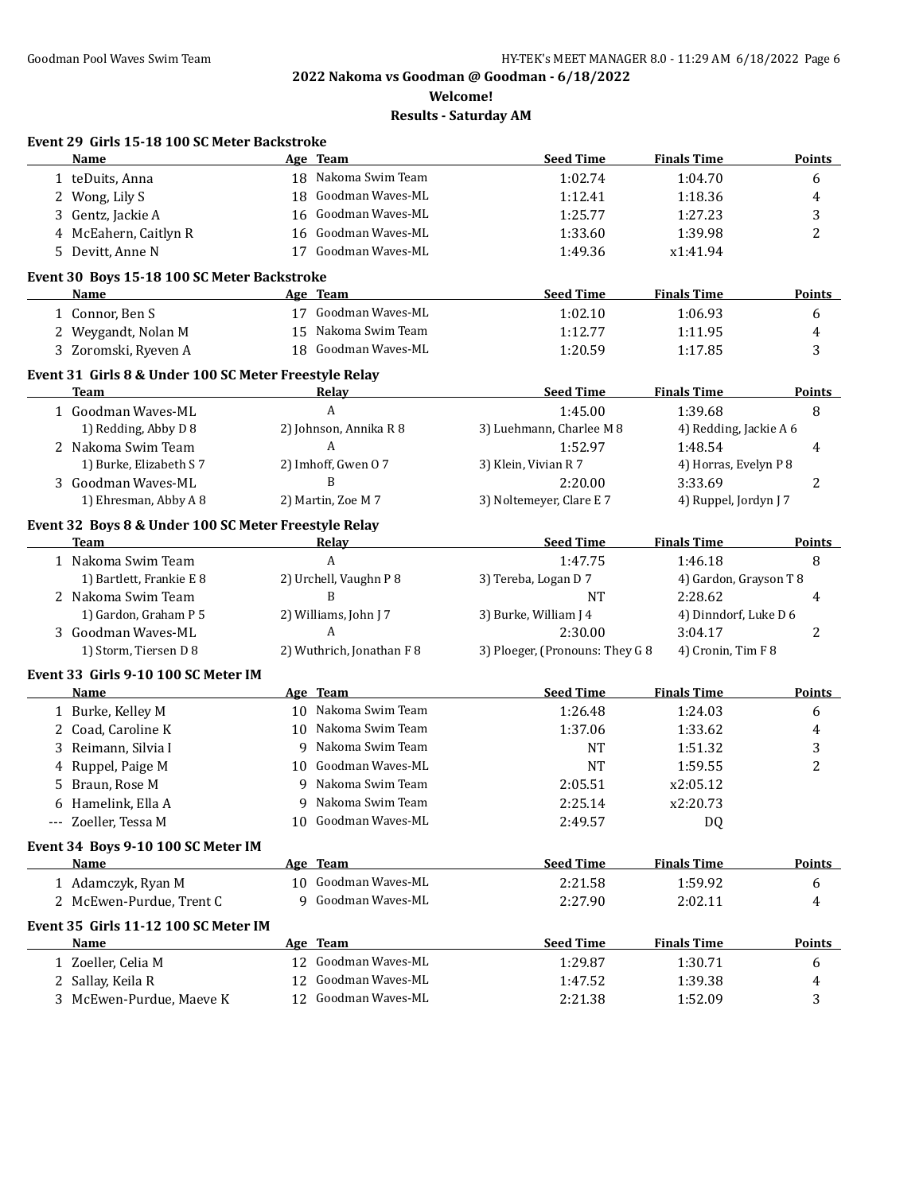## 2022 Nakoma vs Goodman @ Goodman - 6/18/2022

**Welcome!**

**Results - Saturday AM**

### Event 29 Girls 15-18 100 SC Meter Backstroke

| | Name | Age | Team | Seed Time | Finals Time | Points |
|---|---|---|---|---|---|---|
| 1 | teDuits, Anna | 18 | Nakoma Swim Team | 1:02.74 | 1:04.70 | 6 |
| 2 | Wong, Lily S | 18 | Goodman Waves-ML | 1:12.41 | 1:18.36 | 4 |
| 3 | Gentz, Jackie A | 16 | Goodman Waves-ML | 1:25.77 | 1:27.23 | 3 |
| 4 | McEahern, Caitlyn R | 16 | Goodman Waves-ML | 1:33.60 | 1:39.98 | 2 |
| 5 | Devitt, Anne N | 17 | Goodman Waves-ML | 1:49.36 | x1:41.94 | |

### Event 30 Boys 15-18 100 SC Meter Backstroke

| | Name | Age | Team | Seed Time | Finals Time | Points |
|---|---|---|---|---|---|---|
| 1 | Connor, Ben S | 17 | Goodman Waves-ML | 1:02.10 | 1:06.93 | 6 |
| 2 | Weygandt, Nolan M | 15 | Nakoma Swim Team | 1:12.77 | 1:11.95 | 4 |
| 3 | Zoromski, Ryeven A | 18 | Goodman Waves-ML | 1:20.59 | 1:17.85 | 3 |

### Event 31 Girls 8 & Under 100 SC Meter Freestyle Relay

| | Team | Relay | Seed Time | Finals Time | Points |
|---|---|---|---|---|---|
| 1 | Goodman Waves-ML | A | 1:45.00 | 1:39.68 | 8 |
| | 1) Redding, Abby D 8 | 2) Johnson, Annika R 8 | 3) Luehmann, Charlee M 8 | 4) Redding, Jackie A 6 | |
| 2 | Nakoma Swim Team | A | 1:52.97 | 1:48.54 | 4 |
| | 1) Burke, Elizabeth S 7 | 2) Imhoff, Gwen O 7 | 3) Klein, Vivian R 7 | 4) Horras, Evelyn P 8 | |
| 3 | Goodman Waves-ML | B | 2:20.00 | 3:33.69 | 2 |
| | 1) Ehresman, Abby A 8 | 2) Martin, Zoe M 7 | 3) Noltemeyer, Clare E 7 | 4) Ruppel, Jordyn J 7 | |

### Event 32 Boys 8 & Under 100 SC Meter Freestyle Relay

| | Team | Relay | Seed Time | Finals Time | Points |
|---|---|---|---|---|---|
| 1 | Nakoma Swim Team | A | 1:47.75 | 1:46.18 | 8 |
| | 1) Bartlett, Frankie E 8 | 2) Urchell, Vaughn P 8 | 3) Tereba, Logan D 7 | 4) Gardon, Grayson T 8 | |
| 2 | Nakoma Swim Team | B | NT | 2:28.62 | 4 |
| | 1) Gardon, Graham P 5 | 2) Williams, John J 7 | 3) Burke, William J 4 | 4) Dinndorf, Luke D 6 | |
| 3 | Goodman Waves-ML | A | 2:30.00 | 3:04.17 | 2 |
| | 1) Storm, Tiersen D 8 | 2) Wuthrich, Jonathan F 8 | 3) Ploeger, (Pronouns: They G 8 | 4) Cronin, Tim F 8 | |

### Event 33 Girls 9-10 100 SC Meter IM

| | Name | Age | Team | Seed Time | Finals Time | Points |
|---|---|---|---|---|---|---|
| 1 | Burke, Kelley M | 10 | Nakoma Swim Team | 1:26.48 | 1:24.03 | 6 |
| 2 | Coad, Caroline K | 10 | Nakoma Swim Team | 1:37.06 | 1:33.62 | 4 |
| 3 | Reimann, Silvia I | 9 | Nakoma Swim Team | NT | 1:51.32 | 3 |
| 4 | Ruppel, Paige M | 10 | Goodman Waves-ML | NT | 1:59.55 | 2 |
| 5 | Braun, Rose M | 9 | Nakoma Swim Team | 2:05.51 | x2:05.12 | |
| 6 | Hamelink, Ella A | 9 | Nakoma Swim Team | 2:25.14 | x2:20.73 | |
| --- | Zoeller, Tessa M | 10 | Goodman Waves-ML | 2:49.57 | DQ | |

### Event 34 Boys 9-10 100 SC Meter IM

| | Name | Age | Team | Seed Time | Finals Time | Points |
|---|---|---|---|---|---|---|
| 1 | Adamczyk, Ryan M | 10 | Goodman Waves-ML | 2:21.58 | 1:59.92 | 6 |
| 2 | McEwen-Purdue, Trent C | 9 | Goodman Waves-ML | 2:27.90 | 2:02.11 | 4 |

### Event 35 Girls 11-12 100 SC Meter IM

| | Name | Age | Team | Seed Time | Finals Time | Points |
|---|---|---|---|---|---|---|
| 1 | Zoeller, Celia M | 12 | Goodman Waves-ML | 1:29.87 | 1:30.71 | 6 |
| 2 | Sallay, Keila R | 12 | Goodman Waves-ML | 1:47.52 | 1:39.38 | 4 |
| 3 | McEwen-Purdue, Maeve K | 12 | Goodman Waves-ML | 2:21.38 | 1:52.09 | 3 |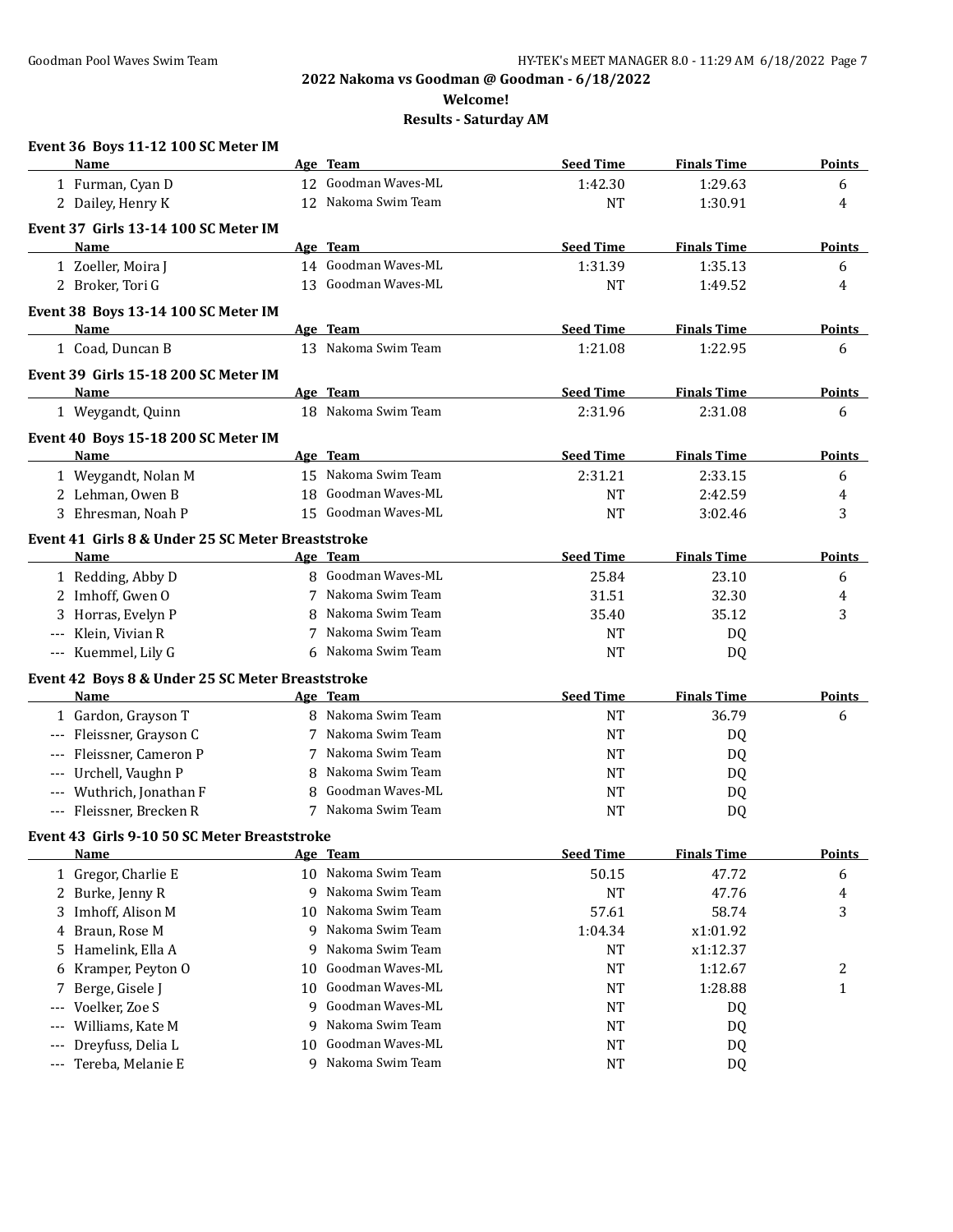**2022 Nakoma vs Goodman @ Goodman - 6/18/2022**

**Welcome!**

**Results - Saturday AM**

### Event 36 Boys 11-12 100 SC Meter IM

| | Name | Age | Team | Seed Time | Finals Time | Points |
|---|---|---|---|---|---|---|
| 1 | Furman, Cyan D | 12 | Goodman Waves-ML | 1:42.30 | 1:29.63 | 6 |
| 2 | Dailey, Henry K | 12 | Nakoma Swim Team | NT | 1:30.91 | 4 |

### Event 37 Girls 13-14 100 SC Meter IM

| | Name | Age | Team | Seed Time | Finals Time | Points |
|---|---|---|---|---|---|---|
| 1 | Zoeller, Moira J | 14 | Goodman Waves-ML | 1:31.39 | 1:35.13 | 6 |
| 2 | Broker, Tori G | 13 | Goodman Waves-ML | NT | 1:49.52 | 4 |

### Event 38 Boys 13-14 100 SC Meter IM

| | Name | Age | Team | Seed Time | Finals Time | Points |
|---|---|---|---|---|---|---|
| 1 | Coad, Duncan B | 13 | Nakoma Swim Team | 1:21.08 | 1:22.95 | 6 |

### Event 39 Girls 15-18 200 SC Meter IM

| | Name | Age | Team | Seed Time | Finals Time | Points |
|---|---|---|---|---|---|---|
| 1 | Weygandt, Quinn | 18 | Nakoma Swim Team | 2:31.96 | 2:31.08 | 6 |

### Event 40 Boys 15-18 200 SC Meter IM

| | Name | Age | Team | Seed Time | Finals Time | Points |
|---|---|---|---|---|---|---|
| 1 | Weygandt, Nolan M | 15 | Nakoma Swim Team | 2:31.21 | 2:33.15 | 6 |
| 2 | Lehman, Owen B | 18 | Goodman Waves-ML | NT | 2:42.59 | 4 |
| 3 | Ehresman, Noah P | 15 | Goodman Waves-ML | NT | 3:02.46 | 3 |

### Event 41 Girls 8 & Under 25 SC Meter Breaststroke

| | Name | Age | Team | Seed Time | Finals Time | Points |
|---|---|---|---|---|---|---|
| 1 | Redding, Abby D | 8 | Goodman Waves-ML | 25.84 | 23.10 | 6 |
| 2 | Imhoff, Gwen O | 7 | Nakoma Swim Team | 31.51 | 32.30 | 4 |
| 3 | Horras, Evelyn P | 8 | Nakoma Swim Team | 35.40 | 35.12 | 3 |
| --- | Klein, Vivian R | 7 | Nakoma Swim Team | NT | DQ | |
| --- | Kuemmel, Lily G | 6 | Nakoma Swim Team | NT | DQ | |

### Event 42 Boys 8 & Under 25 SC Meter Breaststroke

| | Name | Age | Team | Seed Time | Finals Time | Points |
|---|---|---|---|---|---|---|
| 1 | Gardon, Grayson T | 8 | Nakoma Swim Team | NT | 36.79 | 6 |
| --- | Fleissner, Grayson C | 7 | Nakoma Swim Team | NT | DQ | |
| --- | Fleissner, Cameron P | 7 | Nakoma Swim Team | NT | DQ | |
| --- | Urchell, Vaughn P | 8 | Nakoma Swim Team | NT | DQ | |
| --- | Wuthrich, Jonathan F | 8 | Goodman Waves-ML | NT | DQ | |
| --- | Fleissner, Brecken R | 7 | Nakoma Swim Team | NT | DQ | |

### Event 43 Girls 9-10 50 SC Meter Breaststroke

| | Name | Age | Team | Seed Time | Finals Time | Points |
|---|---|---|---|---|---|---|
| 1 | Gregor, Charlie E | 10 | Nakoma Swim Team | 50.15 | 47.72 | 6 |
| 2 | Burke, Jenny R | 9 | Nakoma Swim Team | NT | 47.76 | 4 |
| 3 | Imhoff, Alison M | 10 | Nakoma Swim Team | 57.61 | 58.74 | 3 |
| 4 | Braun, Rose M | 9 | Nakoma Swim Team | 1:04.34 | x1:01.92 | |
| 5 | Hamelink, Ella A | 9 | Nakoma Swim Team | NT | x1:12.37 | |
| 6 | Kramper, Peyton O | 10 | Goodman Waves-ML | NT | 1:12.67 | 2 |
| 7 | Berge, Gisele J | 10 | Goodman Waves-ML | NT | 1:28.88 | 1 |
| --- | Voelker, Zoe S | 9 | Goodman Waves-ML | NT | DQ | |
| --- | Williams, Kate M | 9 | Nakoma Swim Team | NT | DQ | |
| --- | Dreyfuss, Delia L | 10 | Goodman Waves-ML | NT | DQ | |
| --- | Tereba, Melanie E | 9 | Nakoma Swim Team | NT | DQ | |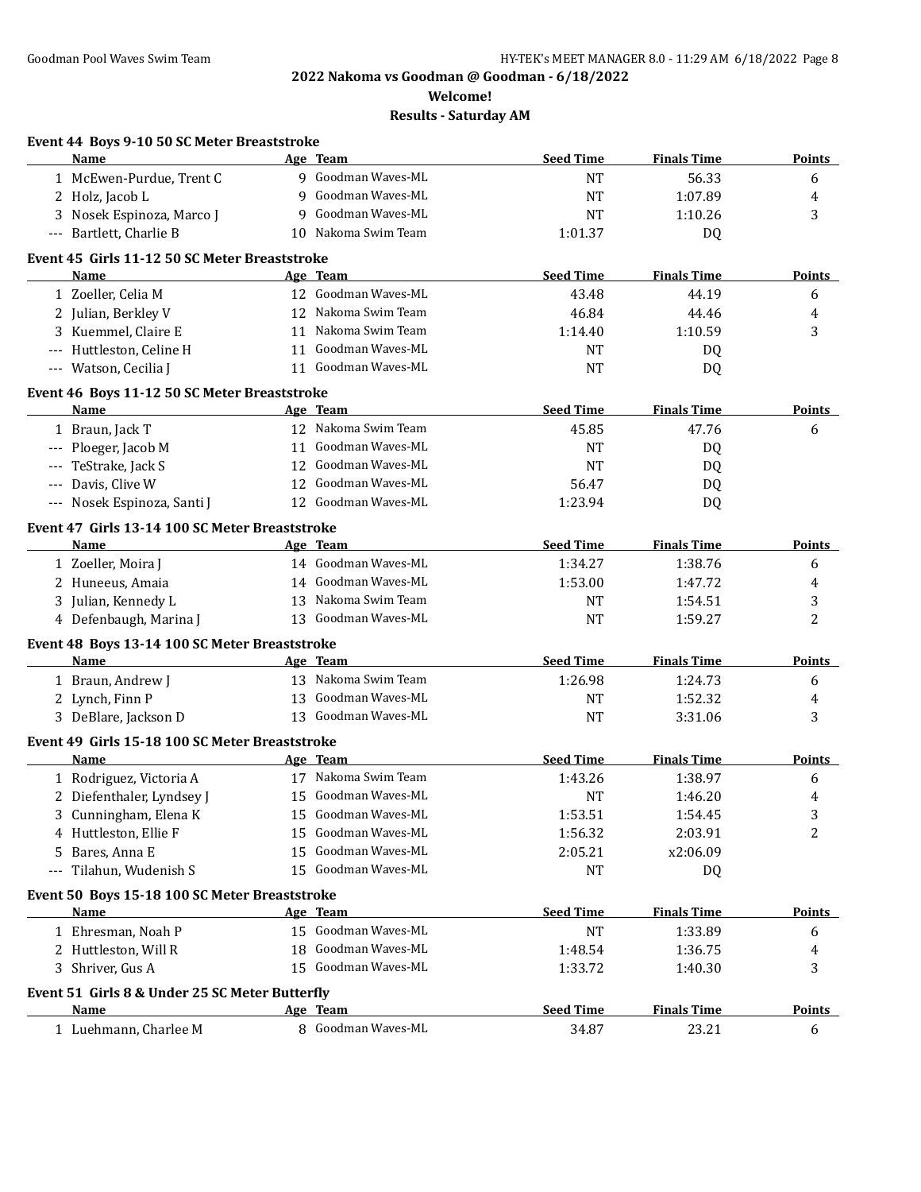**2022 Nakoma vs Goodman @ Goodman - 6/18/2022**

**Welcome!**

**Results - Saturday AM**

### Event 44 Boys 9-10 50 SC Meter Breaststroke

| | Name | Age | Team | Seed Time | Finals Time | Points |
|---|---|---|---|---|---|---|
| 1 | McEwen-Purdue, Trent C | 9 | Goodman Waves-ML | NT | 56.33 | 6 |
| 2 | Holz, Jacob L | 9 | Goodman Waves-ML | NT | 1:07.89 | 4 |
| 3 | Nosek Espinoza, Marco J | 9 | Goodman Waves-ML | NT | 1:10.26 | 3 |
| --- | Bartlett, Charlie B | 10 | Nakoma Swim Team | 1:01.37 | DQ | |

### Event 45 Girls 11-12 50 SC Meter Breaststroke

| | Name | Age | Team | Seed Time | Finals Time | Points |
|---|---|---|---|---|---|---|
| 1 | Zoeller, Celia M | 12 | Goodman Waves-ML | 43.48 | 44.19 | 6 |
| 2 | Julian, Berkley V | 12 | Nakoma Swim Team | 46.84 | 44.46 | 4 |
| 3 | Kuemmel, Claire E | 11 | Nakoma Swim Team | 1:14.40 | 1:10.59 | 3 |
| --- | Huttleston, Celine H | 11 | Goodman Waves-ML | NT | DQ | |
| --- | Watson, Cecilia J | 11 | Goodman Waves-ML | NT | DQ | |

### Event 46 Boys 11-12 50 SC Meter Breaststroke

| | Name | Age | Team | Seed Time | Finals Time | Points |
|---|---|---|---|---|---|---|
| 1 | Braun, Jack T | 12 | Nakoma Swim Team | 45.85 | 47.76 | 6 |
| --- | Ploeger, Jacob M | 11 | Goodman Waves-ML | NT | DQ | |
| --- | TeStrake, Jack S | 12 | Goodman Waves-ML | NT | DQ | |
| --- | Davis, Clive W | 12 | Goodman Waves-ML | 56.47 | DQ | |
| --- | Nosek Espinoza, Santi J | 12 | Goodman Waves-ML | 1:23.94 | DQ | |

### Event 47 Girls 13-14 100 SC Meter Breaststroke

| | Name | Age | Team | Seed Time | Finals Time | Points |
|---|---|---|---|---|---|---|
| 1 | Zoeller, Moira J | 14 | Goodman Waves-ML | 1:34.27 | 1:38.76 | 6 |
| 2 | Huneeus, Amaia | 14 | Goodman Waves-ML | 1:53.00 | 1:47.72 | 4 |
| 3 | Julian, Kennedy L | 13 | Nakoma Swim Team | NT | 1:54.51 | 3 |
| 4 | Defenbaugh, Marina J | 13 | Goodman Waves-ML | NT | 1:59.27 | 2 |

### Event 48 Boys 13-14 100 SC Meter Breaststroke

| | Name | Age | Team | Seed Time | Finals Time | Points |
|---|---|---|---|---|---|---|
| 1 | Braun, Andrew J | 13 | Nakoma Swim Team | 1:26.98 | 1:24.73 | 6 |
| 2 | Lynch, Finn P | 13 | Goodman Waves-ML | NT | 1:52.32 | 4 |
| 3 | DeBlare, Jackson D | 13 | Goodman Waves-ML | NT | 3:31.06 | 3 |

### Event 49 Girls 15-18 100 SC Meter Breaststroke

| | Name | Age | Team | Seed Time | Finals Time | Points |
|---|---|---|---|---|---|---|
| 1 | Rodriguez, Victoria A | 17 | Nakoma Swim Team | 1:43.26 | 1:38.97 | 6 |
| 2 | Diefenthaler, Lyndsey J | 15 | Goodman Waves-ML | NT | 1:46.20 | 4 |
| 3 | Cunningham, Elena K | 15 | Goodman Waves-ML | 1:53.51 | 1:54.45 | 3 |
| 4 | Huttleston, Ellie F | 15 | Goodman Waves-ML | 1:56.32 | 2:03.91 | 2 |
| 5 | Bares, Anna E | 15 | Goodman Waves-ML | 2:05.21 | x2:06.09 | |
| --- | Tilahun, Wudenish S | 15 | Goodman Waves-ML | NT | DQ | |

### Event 50 Boys 15-18 100 SC Meter Breaststroke

| | Name | Age | Team | Seed Time | Finals Time | Points |
|---|---|---|---|---|---|---|
| 1 | Ehresman, Noah P | 15 | Goodman Waves-ML | NT | 1:33.89 | 6 |
| 2 | Huttleston, Will R | 18 | Goodman Waves-ML | 1:48.54 | 1:36.75 | 4 |
| 3 | Shriver, Gus A | 15 | Goodman Waves-ML | 1:33.72 | 1:40.30 | 3 |

### Event 51 Girls 8 & Under 25 SC Meter Butterfly

| | Name | Age | Team | Seed Time | Finals Time | Points |
|---|---|---|---|---|---|---|
| 1 | Luehmann, Charlee M | 8 | Goodman Waves-ML | 34.87 | 23.21 | 6 |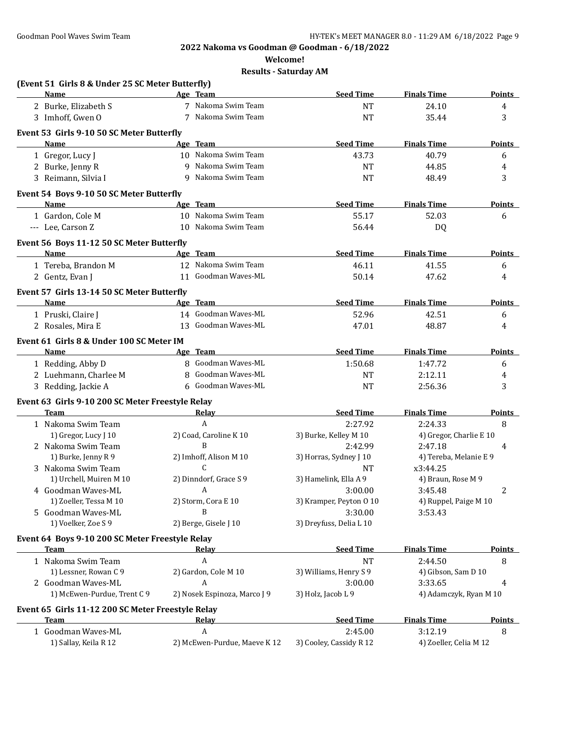**2022 Nakoma vs Goodman @ Goodman - 6/18/2022**

**Welcome!**

**Results - Saturday AM**

### (Event 51 Girls 8 & Under 25 SC Meter Butterfly)

| | Name | Age | Team | Seed Time | Finals Time | Points |
|---|---|---|---|---|---|---|
| 2 | Burke, Elizabeth S | 7 | Nakoma Swim Team | NT | 24.10 | 4 |
| 3 | Imhoff, Gwen O | 7 | Nakoma Swim Team | NT | 35.44 | 3 |

### Event 53 Girls 9-10 50 SC Meter Butterfly

| | Name | Age | Team | Seed Time | Finals Time | Points |
|---|---|---|---|---|---|---|
| 1 | Gregor, Lucy J | 10 | Nakoma Swim Team | 43.73 | 40.79 | 6 |
| 2 | Burke, Jenny R | 9 | Nakoma Swim Team | NT | 44.85 | 4 |
| 3 | Reimann, Silvia I | 9 | Nakoma Swim Team | NT | 48.49 | 3 |

### Event 54 Boys 9-10 50 SC Meter Butterfly

| | Name | Age | Team | Seed Time | Finals Time | Points |
|---|---|---|---|---|---|---|
| 1 | Gardon, Cole M | 10 | Nakoma Swim Team | 55.17 | 52.03 | 6 |
| --- | Lee, Carson Z | 10 | Nakoma Swim Team | 56.44 | DQ | |

### Event 56 Boys 11-12 50 SC Meter Butterfly

| | Name | Age | Team | Seed Time | Finals Time | Points |
|---|---|---|---|---|---|---|
| 1 | Tereba, Brandon M | 12 | Nakoma Swim Team | 46.11 | 41.55 | 6 |
| 2 | Gentz, Evan J | 11 | Goodman Waves-ML | 50.14 | 47.62 | 4 |

### Event 57 Girls 13-14 50 SC Meter Butterfly

| | Name | Age | Team | Seed Time | Finals Time | Points |
|---|---|---|---|---|---|---|
| 1 | Pruski, Claire J | 14 | Goodman Waves-ML | 52.96 | 42.51 | 6 |
| 2 | Rosales, Mira E | 13 | Goodman Waves-ML | 47.01 | 48.87 | 4 |

### Event 61 Girls 8 & Under 100 SC Meter IM

| | Name | Age | Team | Seed Time | Finals Time | Points |
|---|---|---|---|---|---|---|
| 1 | Redding, Abby D | 8 | Goodman Waves-ML | 1:50.68 | 1:47.72 | 6 |
| 2 | Luehmann, Charlee M | 8 | Goodman Waves-ML | NT | 2:12.11 | 4 |
| 3 | Redding, Jackie A | 6 | Goodman Waves-ML | NT | 2:56.36 | 3 |

### Event 63 Girls 9-10 200 SC Meter Freestyle Relay

| | Team | Relay | Seed Time | Finals Time | Points |
|---|---|---|---|---|---|
| 1 | Nakoma Swim Team | A | 2:27.92 | 2:24.33 | 8 |
| | 1) Gregor, Lucy J 10 | 2) Coad, Caroline K 10 | 3) Burke, Kelley M 10 | 4) Gregor, Charlie E 10 | |
| 2 | Nakoma Swim Team | B | 2:42.99 | 2:47.18 | 4 |
| | 1) Burke, Jenny R 9 | 2) Imhoff, Alison M 10 | 3) Horras, Sydney J 10 | 4) Tereba, Melanie E 9 | |
| 3 | Nakoma Swim Team | C | NT | x3:44.25 | |
| | 1) Urchell, Muiren M 10 | 2) Dinndorf, Grace S 9 | 3) Hamelink, Ella A 9 | 4) Braun, Rose M 9 | |
| 4 | Goodman Waves-ML | A | 3:00.00 | 3:45.48 | 2 |
| | 1) Zoeller, Tessa M 10 | 2) Storm, Cora E 10 | 3) Kramper, Peyton O 10 | 4) Ruppel, Paige M 10 | |
| 5 | Goodman Waves-ML | B | 3:30.00 | 3:53.43 | |
| | 1) Voelker, Zoe S 9 | 2) Berge, Gisele J 10 | 3) Dreyfuss, Delia L 10 | | |

### Event 64 Boys 9-10 200 SC Meter Freestyle Relay

| | Team | Relay | Seed Time | Finals Time | Points |
|---|---|---|---|---|---|
| 1 | Nakoma Swim Team | A | NT | 2:44.50 | 8 |
| | 1) Lessner, Rowan C 9 | 2) Gardon, Cole M 10 | 3) Williams, Henry S 9 | 4) Gibson, Sam D 10 | |
| 2 | Goodman Waves-ML | A | 3:00.00 | 3:33.65 | 4 |
| | 1) McEwen-Purdue, Trent C 9 | 2) Nosek Espinoza, Marco J 9 | 3) Holz, Jacob L 9 | 4) Adamczyk, Ryan M 10 | |

### Event 65 Girls 11-12 200 SC Meter Freestyle Relay

| | Team | Relay | Seed Time | Finals Time | Points |
|---|---|---|---|---|---|
| 1 | Goodman Waves-ML | A | 2:45.00 | 3:12.19 | 8 |
| | 1) Sallay, Keila R 12 | 2) McEwen-Purdue, Maeve K 12 | 3) Cooley, Cassidy R 12 | 4) Zoeller, Celia M 12 | |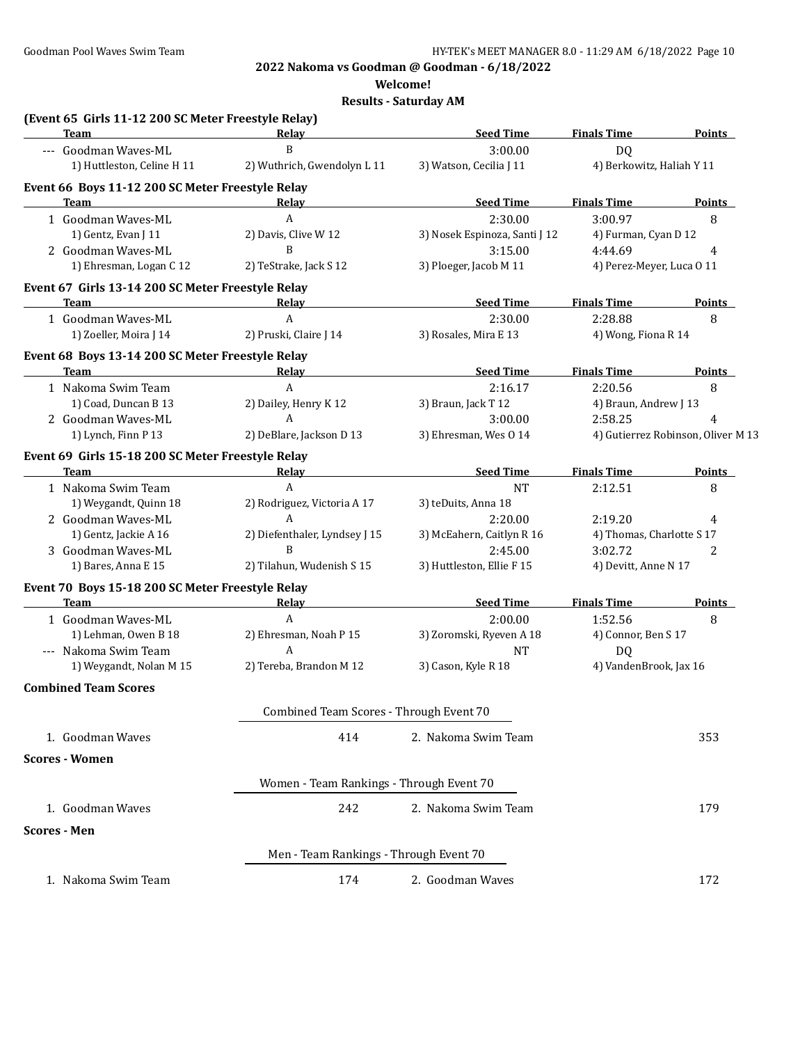2022 Nakoma vs Goodman @ Goodman - 6/18/2022

Welcome!

Results - Saturday AM

### (Event 65 Girls 11-12 200 SC Meter Freestyle Relay)

| | Team | Relay | Seed Time | Finals Time | Points |
|---|---|---|---|---|---|
| --- | Goodman Waves-ML | B | 3:00.00 | DQ | |
| | 1) Huttleston, Celine H 11 | 2) Wuthrich, Gwendolyn L 11 | 3) Watson, Cecilia J 11 | 4) Berkowitz, Haliah Y 11 | |

### Event 66 Boys 11-12 200 SC Meter Freestyle Relay

| | Team | Relay | Seed Time | Finals Time | Points |
|---|---|---|---|---|---|
| 1 | Goodman Waves-ML | A | 2:30.00 | 3:00.97 | 8 |
| | 1) Gentz, Evan J 11 | 2) Davis, Clive W 12 | 3) Nosek Espinoza, Santi J 12 | 4) Furman, Cyan D 12 | |
| 2 | Goodman Waves-ML | B | 3:15.00 | 4:44.69 | 4 |
| | 1) Ehresman, Logan C 12 | 2) TeStrake, Jack S 12 | 3) Ploeger, Jacob M 11 | 4) Perez-Meyer, Luca O 11 | |

### Event 67 Girls 13-14 200 SC Meter Freestyle Relay

| | Team | Relay | Seed Time | Finals Time | Points |
|---|---|---|---|---|---|
| 1 | Goodman Waves-ML | A | 2:30.00 | 2:28.88 | 8 |
| | 1) Zoeller, Moira J 14 | 2) Pruski, Claire J 14 | 3) Rosales, Mira E 13 | 4) Wong, Fiona R 14 | |

### Event 68 Boys 13-14 200 SC Meter Freestyle Relay

| | Team | Relay | Seed Time | Finals Time | Points |
|---|---|---|---|---|---|
| 1 | Nakoma Swim Team | A | 2:16.17 | 2:20.56 | 8 |
| | 1) Coad, Duncan B 13 | 2) Dailey, Henry K 12 | 3) Braun, Jack T 12 | 4) Braun, Andrew J 13 | |
| 2 | Goodman Waves-ML | A | 3:00.00 | 2:58.25 | 4 |
| | 1) Lynch, Finn P 13 | 2) DeBlare, Jackson D 13 | 3) Ehresman, Wes O 14 | 4) Gutierrez Robinson, Oliver M 13 | |

### Event 69 Girls 15-18 200 SC Meter Freestyle Relay

| | Team | Relay | Seed Time | Finals Time | Points |
|---|---|---|---|---|---|
| 1 | Nakoma Swim Team | A | NT | 2:12.51 | 8 |
| | 1) Weygandt, Quinn 18 | 2) Rodriguez, Victoria A 17 | 3) teDuits, Anna 18 | | |
| 2 | Goodman Waves-ML | A | 2:20.00 | 2:19.20 | 4 |
| | 1) Gentz, Jackie A 16 | 2) Diefenthaler, Lyndsey J 15 | 3) McEahern, Caitlyn R 16 | 4) Thomas, Charlotte S 17 | |
| 3 | Goodman Waves-ML | B | 2:45.00 | 3:02.72 | 2 |
| | 1) Bares, Anna E 15 | 2) Tilahun, Wudenish S 15 | 3) Huttleston, Ellie F 15 | 4) Devitt, Anne N 17 | |

### Event 70 Boys 15-18 200 SC Meter Freestyle Relay

| | Team | Relay | Seed Time | Finals Time | Points |
|---|---|---|---|---|---|
| 1 | Goodman Waves-ML | A | 2:00.00 | 1:52.56 | 8 |
| | 1) Lehman, Owen B 18 | 2) Ehresman, Noah P 15 | 3) Zoromski, Ryeven A 18 | 4) Connor, Ben S 17 | |
| --- | Nakoma Swim Team | A | NT | DQ | |
| | 1) Weygandt, Nolan M 15 | 2) Tereba, Brandon M 12 | 3) Cason, Kyle R 18 | 4) VandenBrook, Jax 16 | |

### Combined Team Scores

Combined Team Scores - Through Event 70

| | | | |
|---|---|---|---|
| 1. Goodman Waves | 414 | 2. Nakoma Swim Team | 353 |

### Scores - Women

Women - Team Rankings - Through Event 70

| | | | |
|---|---|---|---|
| 1. Goodman Waves | 242 | 2. Nakoma Swim Team | 179 |

### Scores - Men

Men - Team Rankings - Through Event 70

| | | | |
|---|---|---|---|
| 1. Nakoma Swim Team | 174 | 2. Goodman Waves | 172 |